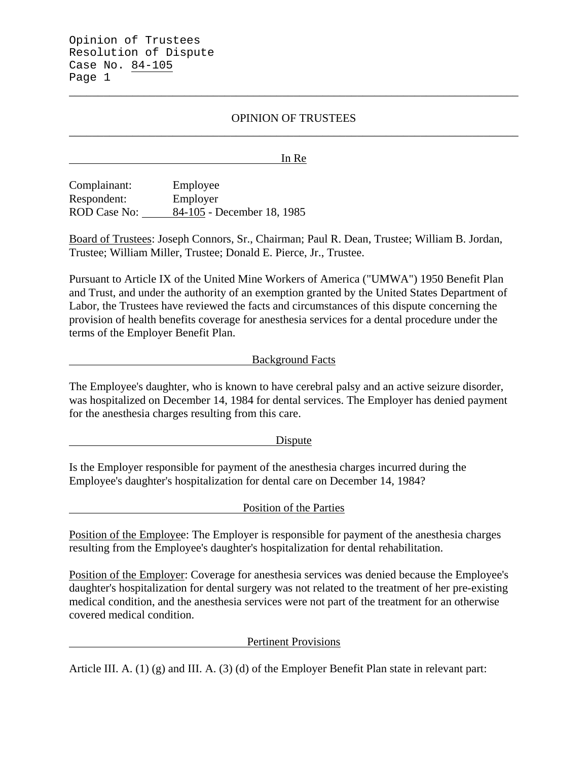# OPINION OF TRUSTEES

## In Re

Complainant: Employee
Respondent: Employer
ROD Case No: 84-105 - December 18, 1985

Board of Trustees: Joseph Connors, Sr., Chairman; Paul R. Dean, Trustee; William B. Jordan, Trustee; William Miller, Trustee; Donald E. Pierce, Jr., Trustee.

Pursuant to Article IX of the United Mine Workers of America ("UMWA") 1950 Benefit Plan and Trust, and under the authority of an exemption granted by the United States Department of Labor, the Trustees have reviewed the facts and circumstances of this dispute concerning the provision of health benefits coverage for anesthesia services for a dental procedure under the terms of the Employer Benefit Plan.

## Background Facts

The Employee's daughter, who is known to have cerebral palsy and an active seizure disorder, was hospitalized on December 14, 1984 for dental services. The Employer has denied payment for the anesthesia charges resulting from this care.

## Dispute

Is the Employer responsible for payment of the anesthesia charges incurred during the Employee's daughter's hospitalization for dental care on December 14, 1984?

## Position of the Parties

Position of the Employee: The Employer is responsible for payment of the anesthesia charges resulting from the Employee's daughter's hospitalization for dental rehabilitation.

Position of the Employer: Coverage for anesthesia services was denied because the Employee's daughter's hospitalization for dental surgery was not related to the treatment of her pre-existing medical condition, and the anesthesia services were not part of the treatment for an otherwise covered medical condition.

## Pertinent Provisions

Article III. A. (1) (g) and III. A. (3) (d) of the Employer Benefit Plan state in relevant part: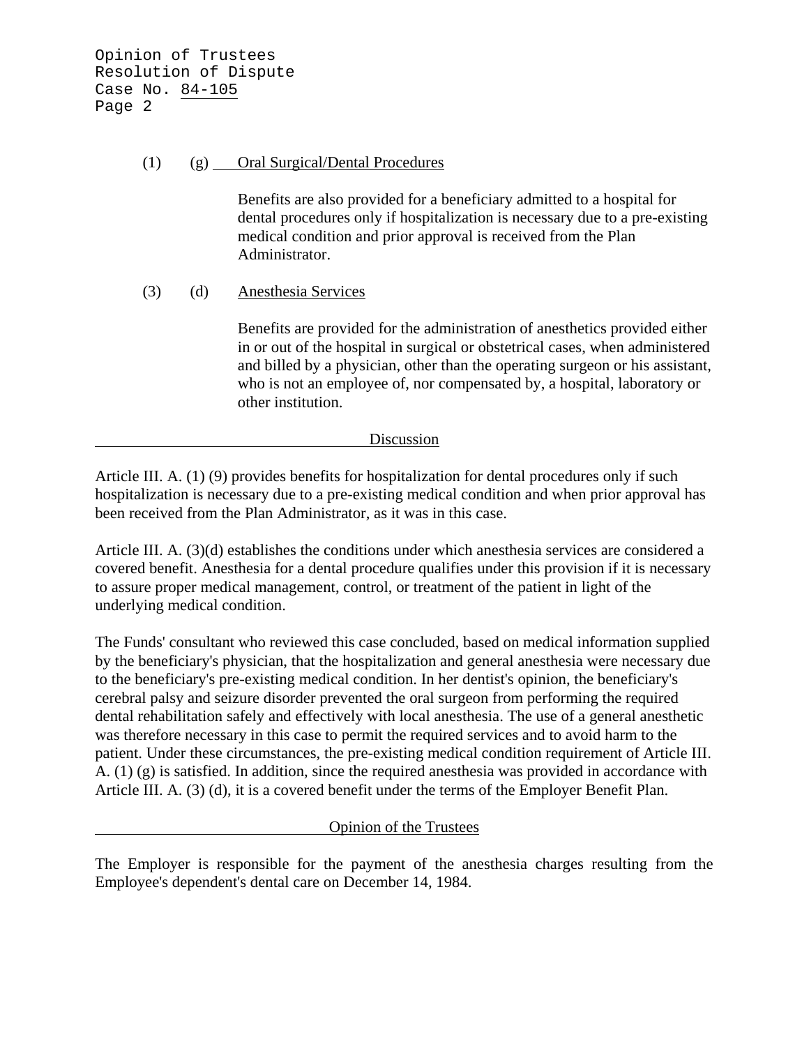(1) (g) Oral Surgical/Dental Procedures

Benefits are also provided for a beneficiary admitted to a hospital for dental procedures only if hospitalization is necessary due to a pre-existing medical condition and prior approval is received from the Plan Administrator.

(3) (d) Anesthesia Services

Benefits are provided for the administration of anesthetics provided either in or out of the hospital in surgical or obstetrical cases, when administered and billed by a physician, other than the operating surgeon or his assistant, who is not an employee of, nor compensated by, a hospital, laboratory or other institution.

## Discussion

Article III. A. (1) (9) provides benefits for hospitalization for dental procedures only if such hospitalization is necessary due to a pre-existing medical condition and when prior approval has been received from the Plan Administrator, as it was in this case.

Article III. A. (3)(d) establishes the conditions under which anesthesia services are considered a covered benefit. Anesthesia for a dental procedure qualifies under this provision if it is necessary to assure proper medical management, control, or treatment of the patient in light of the underlying medical condition.

The Funds' consultant who reviewed this case concluded, based on medical information supplied by the beneficiary's physician, that the hospitalization and general anesthesia were necessary due to the beneficiary's pre-existing medical condition. In her dentist's opinion, the beneficiary's cerebral palsy and seizure disorder prevented the oral surgeon from performing the required dental rehabilitation safely and effectively with local anesthesia. The use of a general anesthetic was therefore necessary in this case to permit the required services and to avoid harm to the patient. Under these circumstances, the pre-existing medical condition requirement of Article III. A. (1) (g) is satisfied. In addition, since the required anesthesia was provided in accordance with Article III. A. (3) (d), it is a covered benefit under the terms of the Employer Benefit Plan.

## Opinion of the Trustees

The Employer is responsible for the payment of the anesthesia charges resulting from the Employee's dependent's dental care on December 14, 1984.